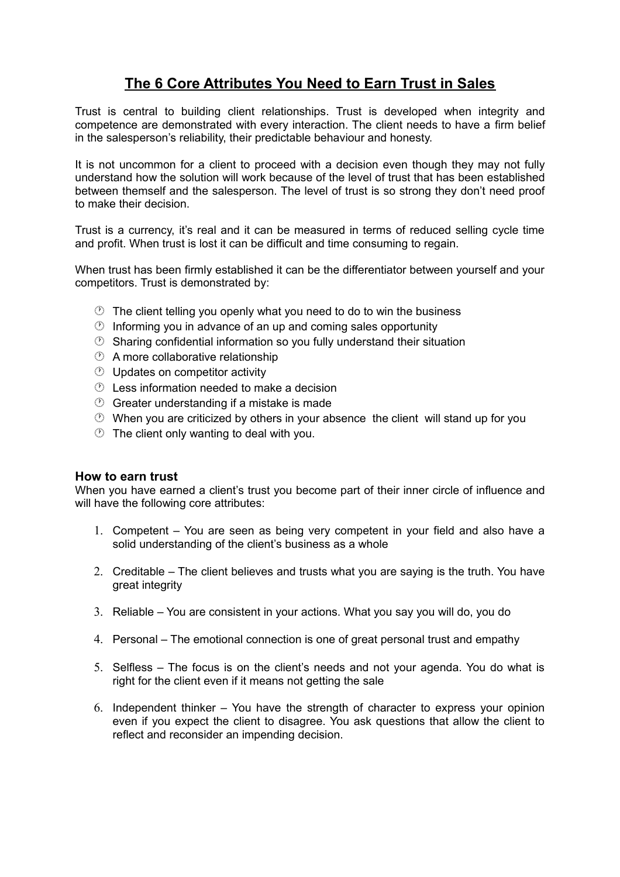# The 6 Core Attributes You Need to Earn Trust in Sales

Trust is central to building client relationships. Trust is developed when integrity and competence are demonstrated with every interaction. The client needs to have a firm belief in the salesperson's reliability, their predictable behaviour and honesty.

It is not uncommon for a client to proceed with a decision even though they may not fully understand how the solution will work because of the level of trust that has been established between themself and the salesperson. The level of trust is so strong they don't need proof to make their decision.

Trust is a currency, it's real and it can be measured in terms of reduced selling cycle time and profit. When trust is lost it can be difficult and time consuming to regain.

When trust has been firmly established it can be the differentiator between yourself and your competitors. Trust is demonstrated by:

- The client telling you openly what you need to do to win the business
- Informing you in advance of an up and coming sales opportunity
- Sharing confidential information so you fully understand their situation
- A more collaborative relationship
- Updates on competitor activity
- Less information needed to make a decision
- Greater understanding if a mistake is made
- When you are criticized by others in your absence the client will stand up for you
- The client only wanting to deal with you.

### How to earn trust

When you have earned a client's trust you become part of their inner circle of influence and will have the following core attributes:

1. Competent – You are seen as being very competent in your field and also have a solid understanding of the client's business as a whole

2. Creditable – The client believes and trusts what you are saying is the truth. You have great integrity

3. Reliable – You are consistent in your actions. What you say you will do, you do

4. Personal – The emotional connection is one of great personal trust and empathy

5. Selfless – The focus is on the client's needs and not your agenda. You do what is right for the client even if it means not getting the sale

6. Independent thinker – You have the strength of character to express your opinion even if you expect the client to disagree. You ask questions that allow the client to reflect and reconsider an impending decision.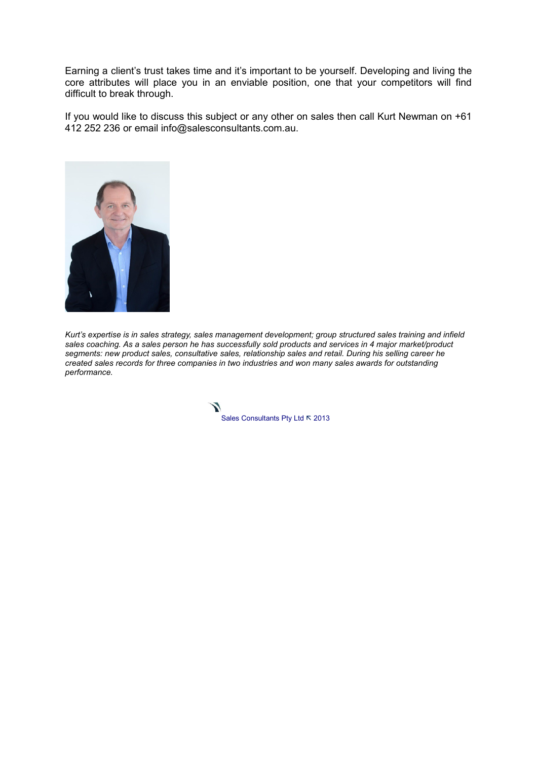Earning a client's trust takes time and it's important to be yourself. Developing and living the core attributes will place you in an enviable position, one that your competitors will find difficult to break through.

If you would like to discuss this subject or any other on sales then call Kurt Newman on +61 412 252 236 or email info@salesconsultants.com.au.

*Kurt's expertise is in sales strategy, sales management development; group structured sales training and infield sales coaching. As a sales person he has successfully sold products and services in 4 major market/product segments: new product sales, consultative sales, relationship sales and retail. During his selling career he created sales records for three companies in two industries and won many sales awards for outstanding performance.*

Sales Consultants Pty Ltd ↸ 2013